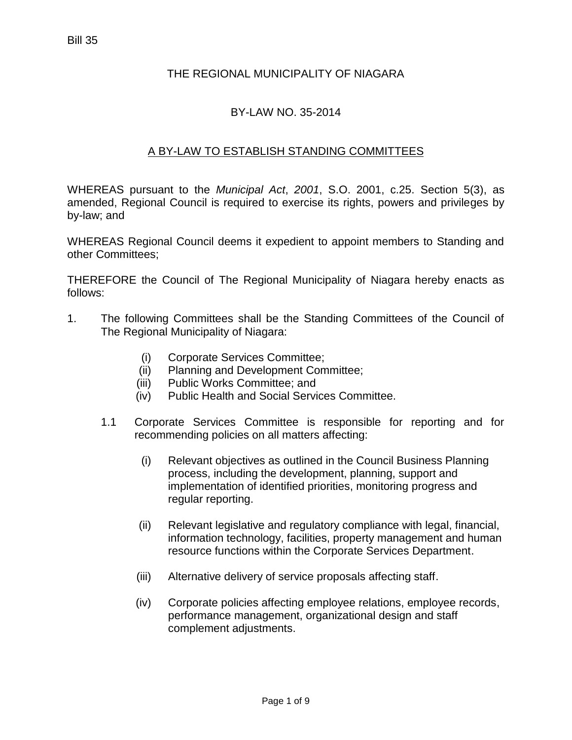Bill 35

# THE REGIONAL MUNICIPALITY OF NIAGARA

## BY-LAW NO. 35-2014

## A BY-LAW TO ESTABLISH STANDING COMMITTEES

WHEREAS pursuant to the *Municipal Act*, *2001*, S.O. 2001, c.25. Section 5(3), as amended, Regional Council is required to exercise its rights, powers and privileges by by-law; and

WHEREAS Regional Council deems it expedient to appoint members to Standing and other Committees;

THEREFORE the Council of The Regional Municipality of Niagara hereby enacts as follows:

1. The following Committees shall be the Standing Committees of the Council of The Regional Municipality of Niagara:

   (i) Corporate Services Committee;
   (ii) Planning and Development Committee;
   (iii) Public Works Committee; and
   (iv) Public Health and Social Services Committee.

   1.1 Corporate Services Committee is responsible for reporting and for recommending policies on all matters affecting:

   (i) Relevant objectives as outlined in the Council Business Planning process, including the development, planning, support and implementation of identified priorities, monitoring progress and regular reporting.

   (ii) Relevant legislative and regulatory compliance with legal, financial, information technology, facilities, property management and human resource functions within the Corporate Services Department.

   (iii) Alternative delivery of service proposals affecting staff.

   (iv) Corporate policies affecting employee relations, employee records, performance management, organizational design and staff complement adjustments.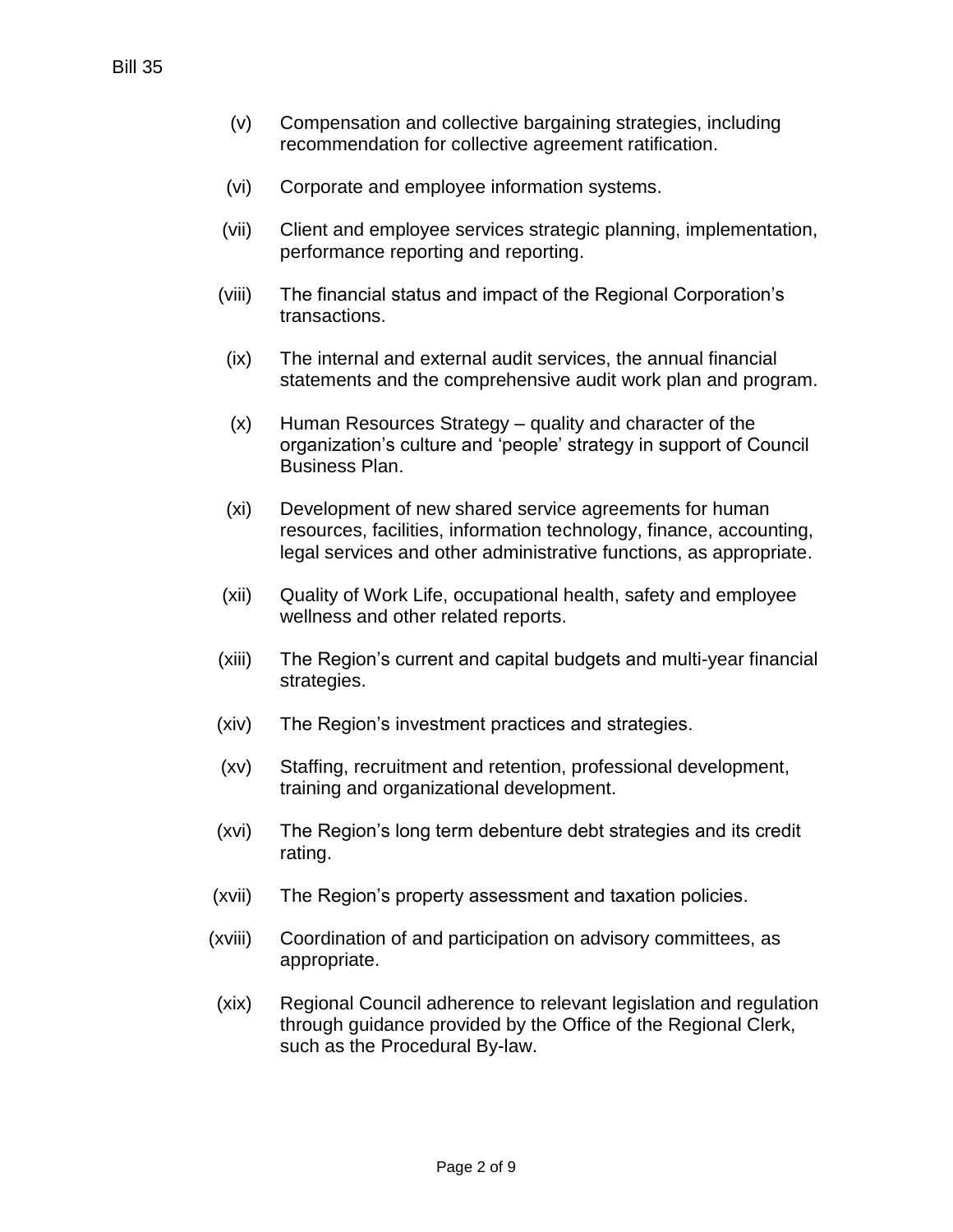(v) Compensation and collective bargaining strategies, including recommendation for collective agreement ratification.

(vi) Corporate and employee information systems.

(vii) Client and employee services strategic planning, implementation, performance reporting and reporting.

(viii) The financial status and impact of the Regional Corporation's transactions.

(ix) The internal and external audit services, the annual financial statements and the comprehensive audit work plan and program.

(x) Human Resources Strategy – quality and character of the organization's culture and 'people' strategy in support of Council Business Plan.

(xi) Development of new shared service agreements for human resources, facilities, information technology, finance, accounting, legal services and other administrative functions, as appropriate.

(xii) Quality of Work Life, occupational health, safety and employee wellness and other related reports.

(xiii) The Region's current and capital budgets and multi-year financial strategies.

(xiv) The Region's investment practices and strategies.

(xv) Staffing, recruitment and retention, professional development, training and organizational development.

(xvi) The Region's long term debenture debt strategies and its credit rating.

(xvii) The Region's property assessment and taxation policies.

(xviii) Coordination of and participation on advisory committees, as appropriate.

(xix) Regional Council adherence to relevant legislation and regulation through guidance provided by the Office of the Regional Clerk, such as the Procedural By-law.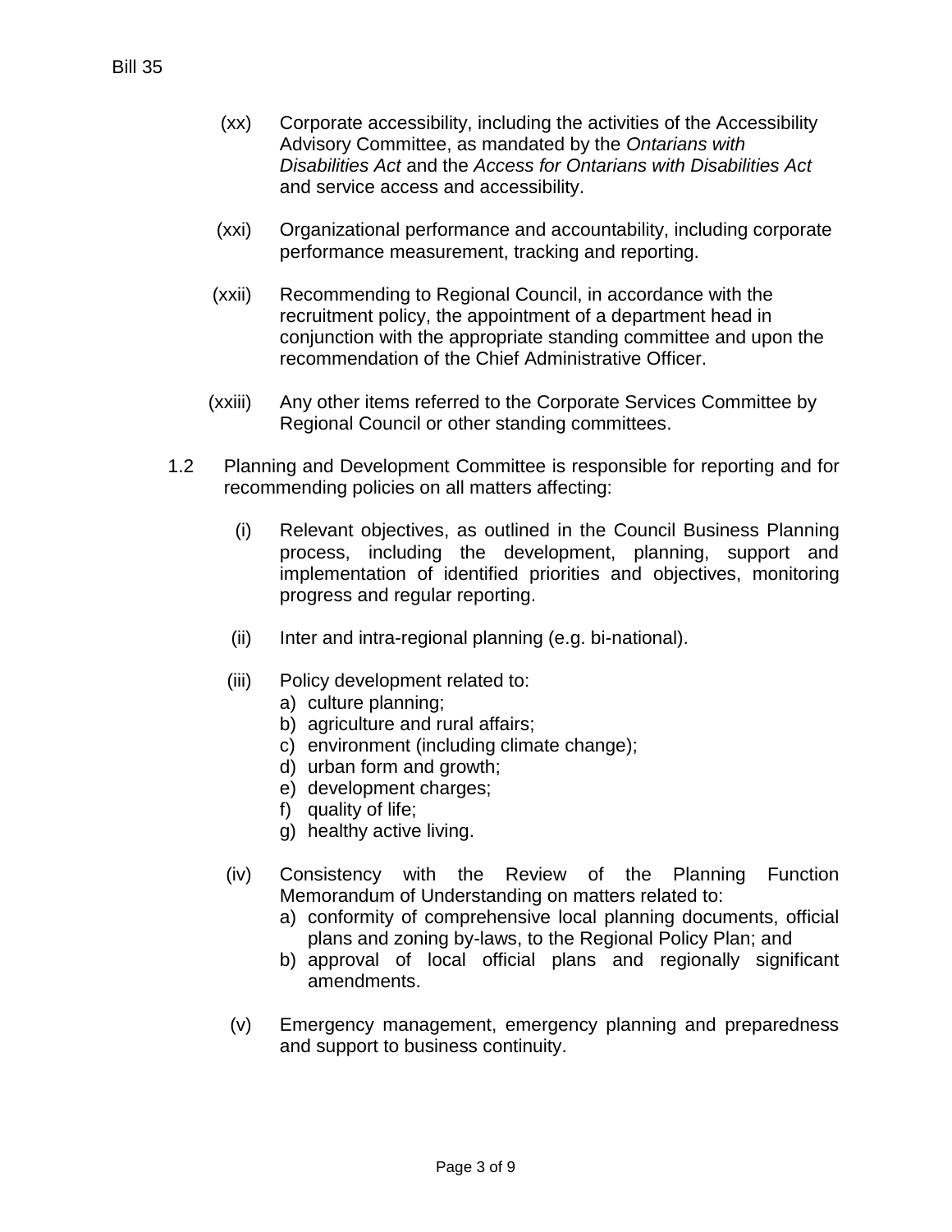(xx) Corporate accessibility, including the activities of the Accessibility Advisory Committee, as mandated by the *Ontarians with Disabilities Act* and the *Access for Ontarians with Disabilities Act* and service access and accessibility.

(xxi) Organizational performance and accountability, including corporate performance measurement, tracking and reporting.

(xxii) Recommending to Regional Council, in accordance with the recruitment policy, the appointment of a department head in conjunction with the appropriate standing committee and upon the recommendation of the Chief Administrative Officer.

(xxiii) Any other items referred to the Corporate Services Committee by Regional Council or other standing committees.

1.2 Planning and Development Committee is responsible for reporting and for recommending policies on all matters affecting:

(i) Relevant objectives, as outlined in the Council Business Planning process, including the development, planning, support and implementation of identified priorities and objectives, monitoring progress and regular reporting.

(ii) Inter and intra-regional planning (e.g. bi-national).

(iii) Policy development related to:
  a) culture planning;
  b) agriculture and rural affairs;
  c) environment (including climate change);
  d) urban form and growth;
  e) development charges;
  f) quality of life;
  g) healthy active living.

(iv) Consistency with the Review of the Planning Function Memorandum of Understanding on matters related to:
  a) conformity of comprehensive local planning documents, official plans and zoning by-laws, to the Regional Policy Plan; and
  b) approval of local official plans and regionally significant amendments.

(v) Emergency management, emergency planning and preparedness and support to business continuity.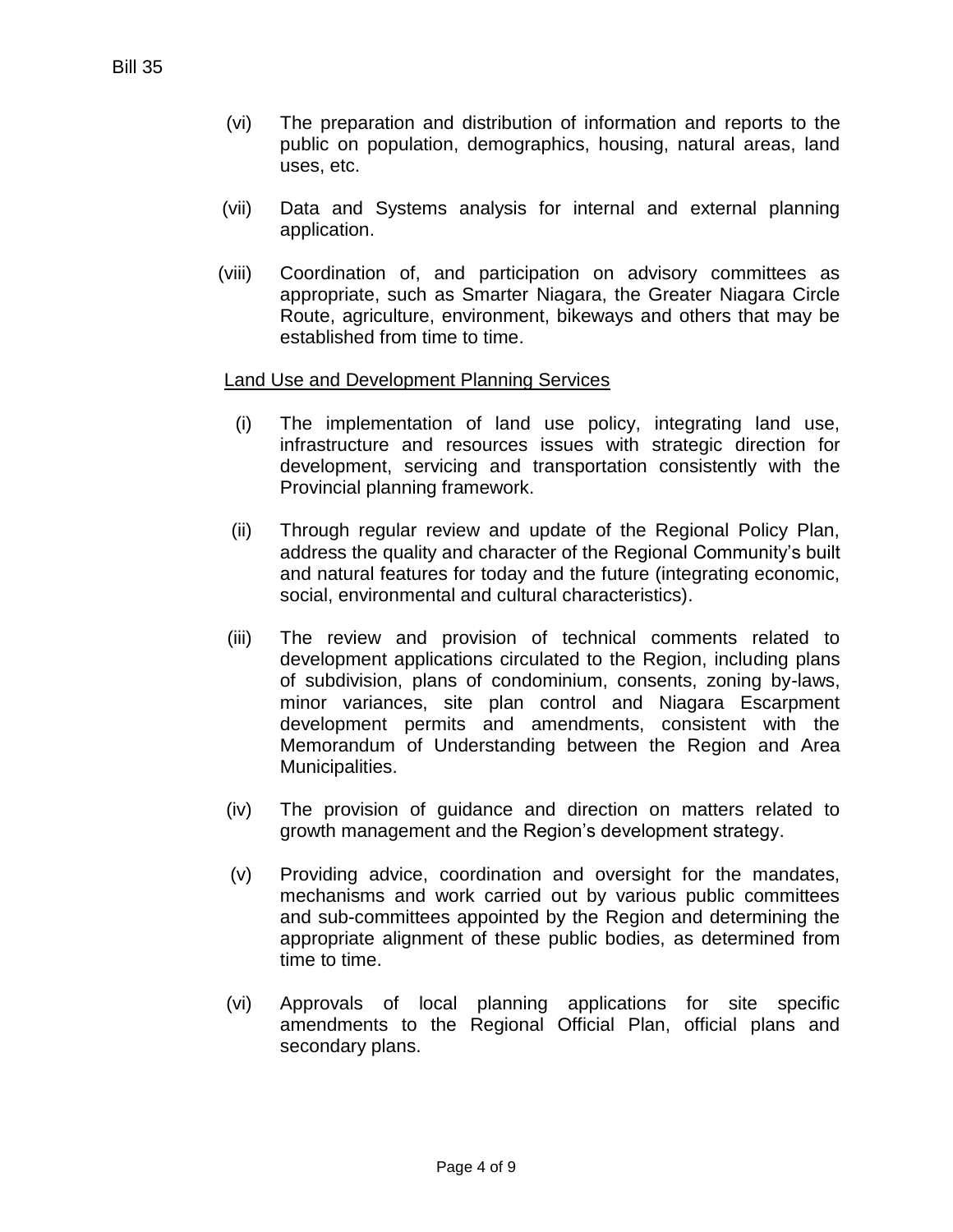(vi) The preparation and distribution of information and reports to the public on population, demographics, housing, natural areas, land uses, etc.

(vii) Data and Systems analysis for internal and external planning application.

(viii) Coordination of, and participation on advisory committees as appropriate, such as Smarter Niagara, the Greater Niagara Circle Route, agriculture, environment, bikeways and others that may be established from time to time.

<u>Land Use and Development Planning Services</u>

(i) The implementation of land use policy, integrating land use, infrastructure and resources issues with strategic direction for development, servicing and transportation consistently with the Provincial planning framework.

(ii) Through regular review and update of the Regional Policy Plan, address the quality and character of the Regional Community's built and natural features for today and the future (integrating economic, social, environmental and cultural characteristics).

(iii) The review and provision of technical comments related to development applications circulated to the Region, including plans of subdivision, plans of condominium, consents, zoning by-laws, minor variances, site plan control and Niagara Escarpment development permits and amendments, consistent with the Memorandum of Understanding between the Region and Area Municipalities.

(iv) The provision of guidance and direction on matters related to growth management and the Region's development strategy.

(v) Providing advice, coordination and oversight for the mandates, mechanisms and work carried out by various public committees and sub-committees appointed by the Region and determining the appropriate alignment of these public bodies, as determined from time to time.

(vi) Approvals of local planning applications for site specific amendments to the Regional Official Plan, official plans and secondary plans.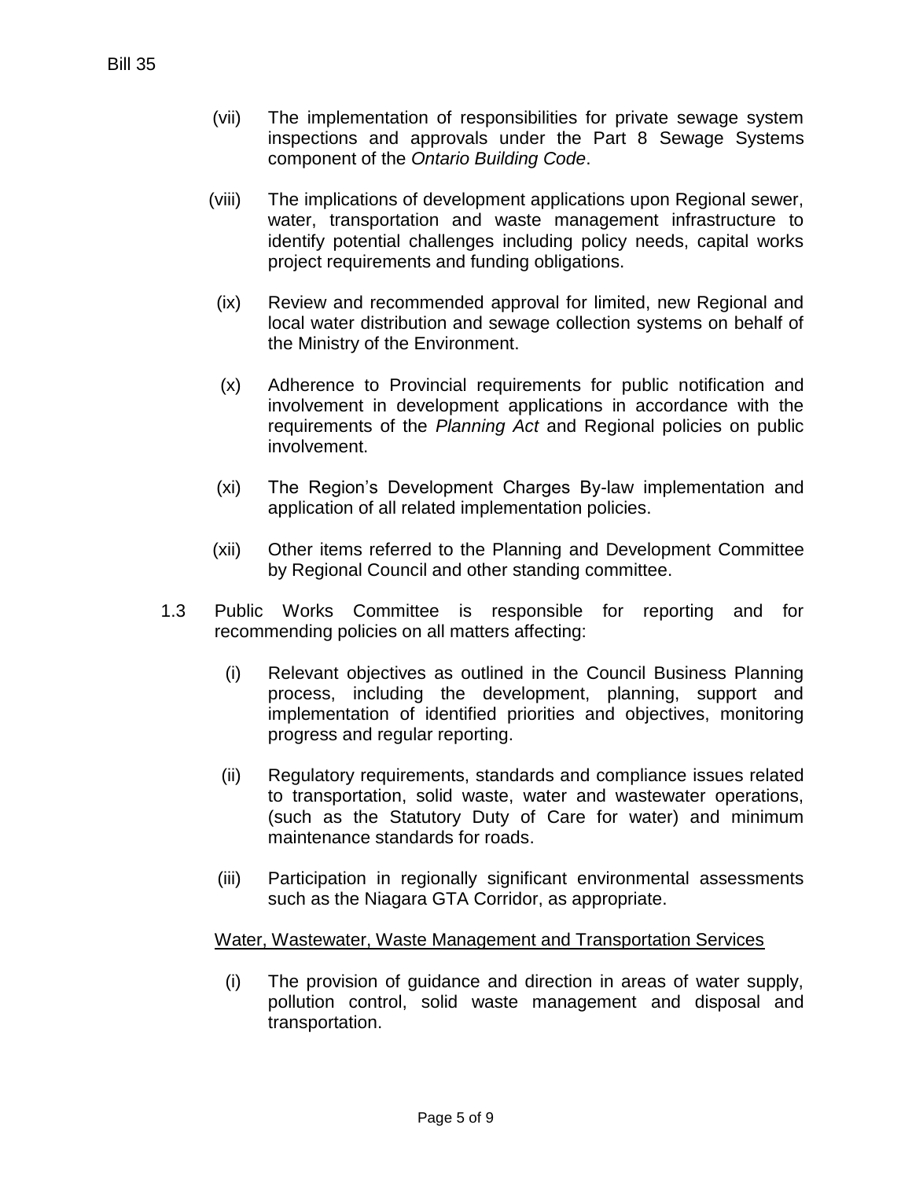(vii) The implementation of responsibilities for private sewage system inspections and approvals under the Part 8 Sewage Systems component of the *Ontario Building Code*.

(viii) The implications of development applications upon Regional sewer, water, transportation and waste management infrastructure to identify potential challenges including policy needs, capital works project requirements and funding obligations.

(ix) Review and recommended approval for limited, new Regional and local water distribution and sewage collection systems on behalf of the Ministry of the Environment.

(x) Adherence to Provincial requirements for public notification and involvement in development applications in accordance with the requirements of the *Planning Act* and Regional policies on public involvement.

(xi) The Region's Development Charges By-law implementation and application of all related implementation policies.

(xii) Other items referred to the Planning and Development Committee by Regional Council and other standing committee.

1.3 Public Works Committee is responsible for reporting and for recommending policies on all matters affecting:

(i) Relevant objectives as outlined in the Council Business Planning process, including the development, planning, support and implementation of identified priorities and objectives, monitoring progress and regular reporting.

(ii) Regulatory requirements, standards and compliance issues related to transportation, solid waste, water and wastewater operations, (such as the Statutory Duty of Care for water) and minimum maintenance standards for roads.

(iii) Participation in regionally significant environmental assessments such as the Niagara GTA Corridor, as appropriate.

<u>Water, Wastewater, Waste Management and Transportation Services</u>

(i) The provision of guidance and direction in areas of water supply, pollution control, solid waste management and disposal and transportation.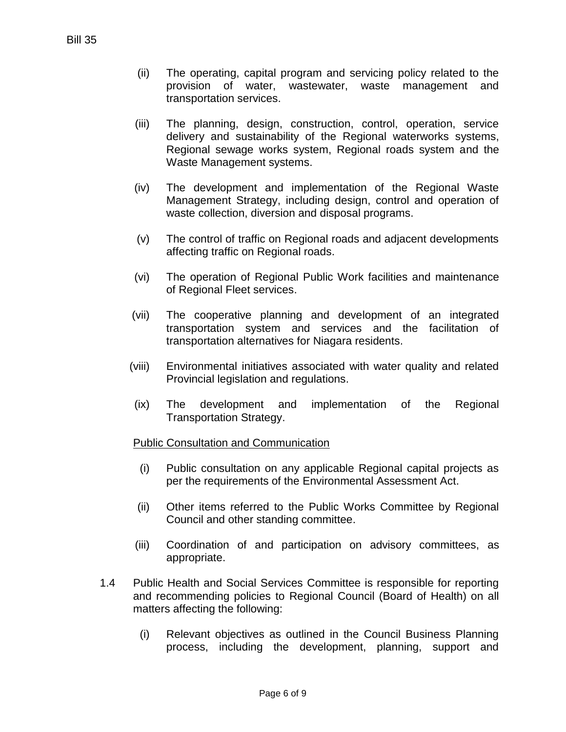(ii) The operating, capital program and servicing policy related to the provision of water, wastewater, waste management and transportation services.

(iii) The planning, design, construction, control, operation, service delivery and sustainability of the Regional waterworks systems, Regional sewage works system, Regional roads system and the Waste Management systems.

(iv) The development and implementation of the Regional Waste Management Strategy, including design, control and operation of waste collection, diversion and disposal programs.

(v) The control of traffic on Regional roads and adjacent developments affecting traffic on Regional roads.

(vi) The operation of Regional Public Work facilities and maintenance of Regional Fleet services.

(vii) The cooperative planning and development of an integrated transportation system and services and the facilitation of transportation alternatives for Niagara residents.

(viii) Environmental initiatives associated with water quality and related Provincial legislation and regulations.

(ix) The development and implementation of the Regional Transportation Strategy.

<u>Public Consultation and Communication</u>

(i) Public consultation on any applicable Regional capital projects as per the requirements of the Environmental Assessment Act.

(ii) Other items referred to the Public Works Committee by Regional Council and other standing committee.

(iii) Coordination of and participation on advisory committees, as appropriate.

1.4 Public Health and Social Services Committee is responsible for reporting and recommending policies to Regional Council (Board of Health) on all matters affecting the following:

(i) Relevant objectives as outlined in the Council Business Planning process, including the development, planning, support and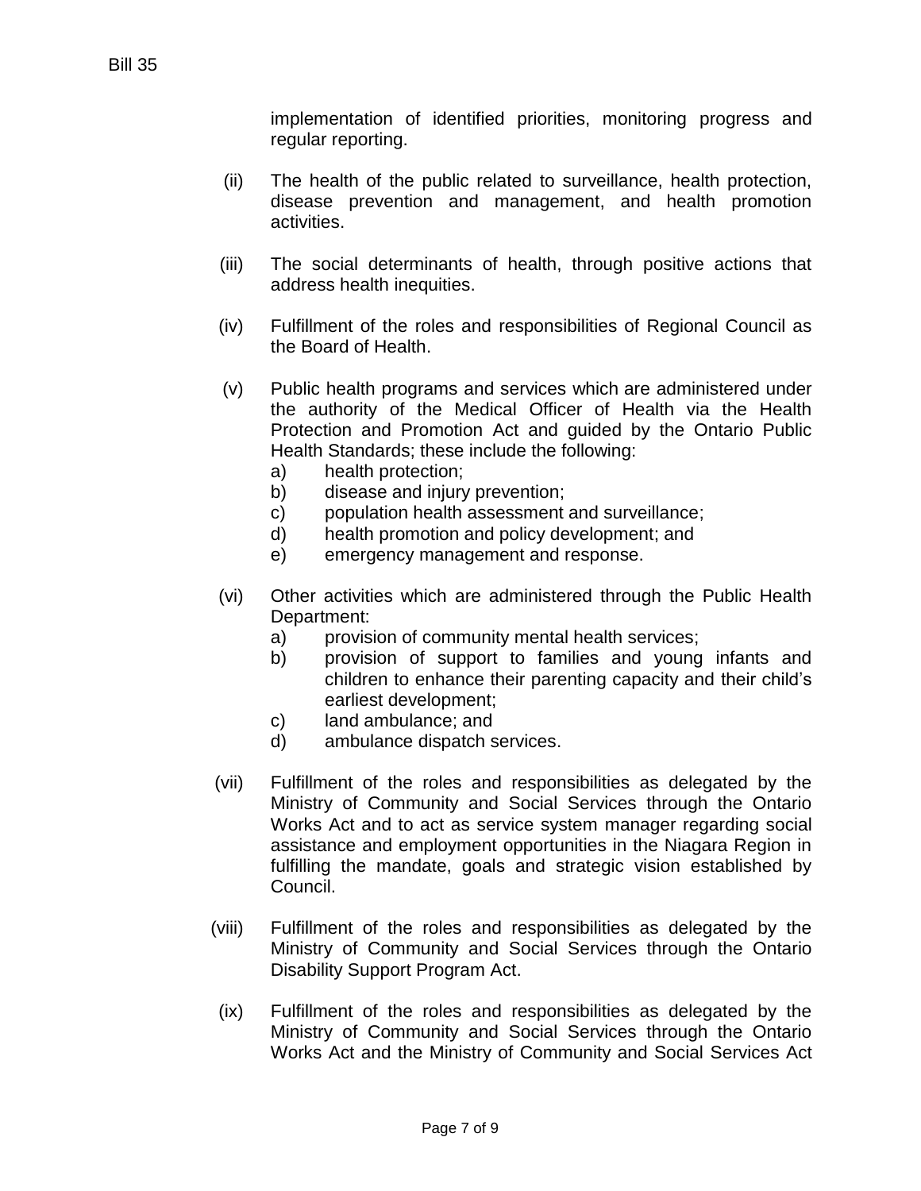implementation of identified priorities, monitoring progress and regular reporting.

(ii) The health of the public related to surveillance, health protection, disease prevention and management, and health promotion activities.

(iii) The social determinants of health, through positive actions that address health inequities.

(iv) Fulfillment of the roles and responsibilities of Regional Council as the Board of Health.

(v) Public health programs and services which are administered under the authority of the Medical Officer of Health via the Health Protection and Promotion Act and guided by the Ontario Public Health Standards; these include the following:
   a) health protection;
   b) disease and injury prevention;
   c) population health assessment and surveillance;
   d) health promotion and policy development; and
   e) emergency management and response.

(vi) Other activities which are administered through the Public Health Department:
   a) provision of community mental health services;
   b) provision of support to families and young infants and children to enhance their parenting capacity and their child's earliest development;
   c) land ambulance; and
   d) ambulance dispatch services.

(vii) Fulfillment of the roles and responsibilities as delegated by the Ministry of Community and Social Services through the Ontario Works Act and to act as service system manager regarding social assistance and employment opportunities in the Niagara Region in fulfilling the mandate, goals and strategic vision established by Council.

(viii) Fulfillment of the roles and responsibilities as delegated by the Ministry of Community and Social Services through the Ontario Disability Support Program Act.

(ix) Fulfillment of the roles and responsibilities as delegated by the Ministry of Community and Social Services through the Ontario Works Act and the Ministry of Community and Social Services Act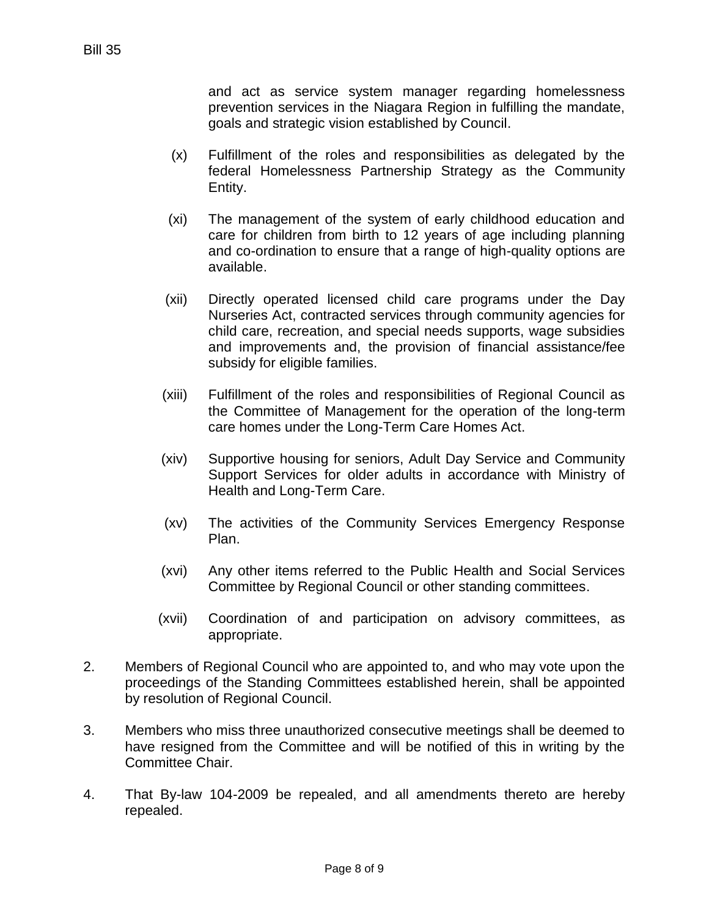and act as service system manager regarding homelessness prevention services in the Niagara Region in fulfilling the mandate, goals and strategic vision established by Council.

(x) Fulfillment of the roles and responsibilities as delegated by the federal Homelessness Partnership Strategy as the Community Entity.

(xi) The management of the system of early childhood education and care for children from birth to 12 years of age including planning and co-ordination to ensure that a range of high-quality options are available.

(xii) Directly operated licensed child care programs under the Day Nurseries Act, contracted services through community agencies for child care, recreation, and special needs supports, wage subsidies and improvements and, the provision of financial assistance/fee subsidy for eligible families.

(xiii) Fulfillment of the roles and responsibilities of Regional Council as the Committee of Management for the operation of the long-term care homes under the Long-Term Care Homes Act.

(xiv) Supportive housing for seniors, Adult Day Service and Community Support Services for older adults in accordance with Ministry of Health and Long-Term Care.

(xv) The activities of the Community Services Emergency Response Plan.

(xvi) Any other items referred to the Public Health and Social Services Committee by Regional Council or other standing committees.

(xvii) Coordination of and participation on advisory committees, as appropriate.

2. Members of Regional Council who are appointed to, and who may vote upon the proceedings of the Standing Committees established herein, shall be appointed by resolution of Regional Council.

3. Members who miss three unauthorized consecutive meetings shall be deemed to have resigned from the Committee and will be notified of this in writing by the Committee Chair.

4. That By-law 104-2009 be repealed, and all amendments thereto are hereby repealed.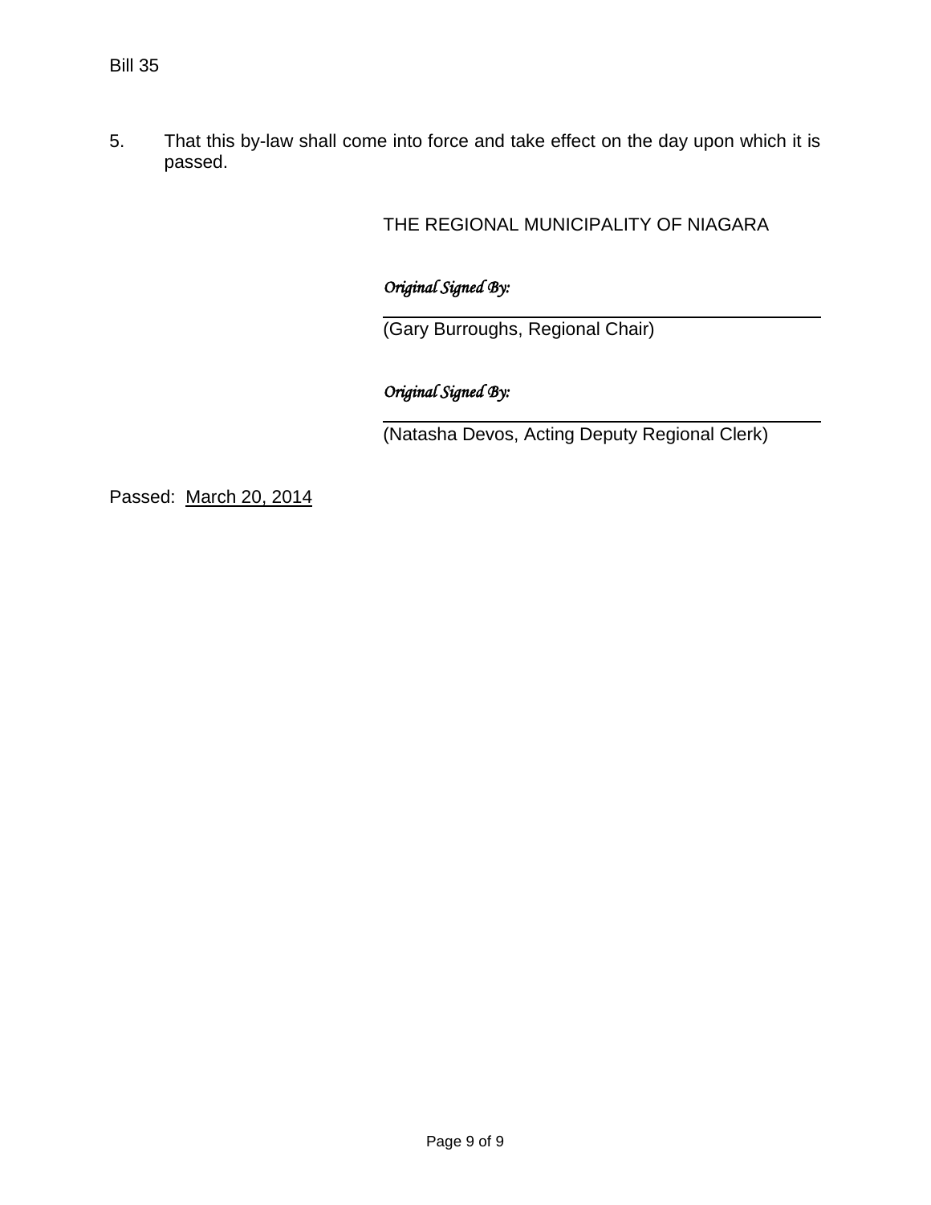5. That this by-law shall come into force and take effect on the day upon which it is passed.

THE REGIONAL MUNICIPALITY OF NIAGARA

*Original Signed By:*

(Gary Burroughs, Regional Chair)

*Original Signed By:*

(Natasha Devos, Acting Deputy Regional Clerk)

Passed: March 20, 2014